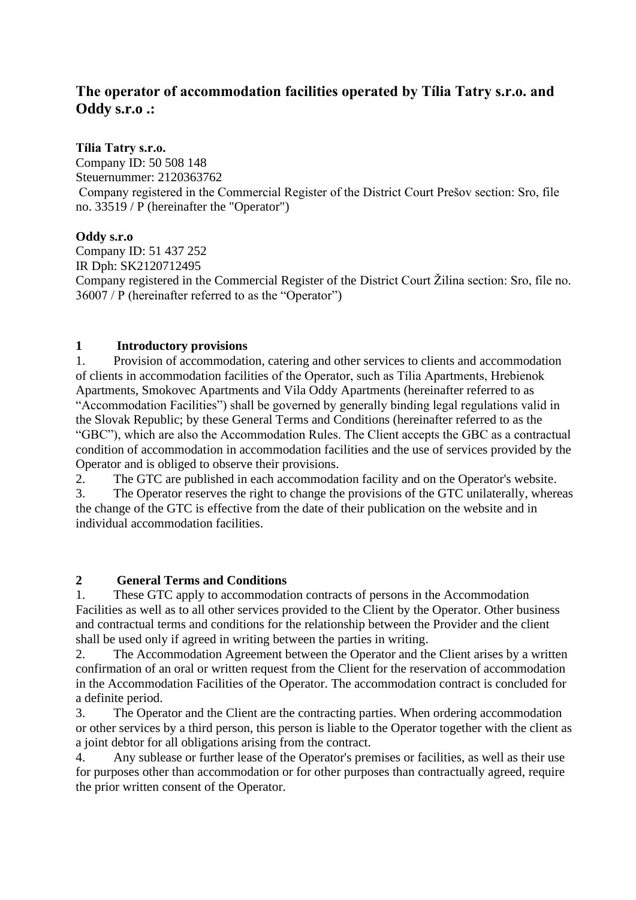# The operator of accommodation facilities operated by Tília Tatry s.r.o. and Oddy s.r.o .:

**Tília Tatry s.r.o.**
Company ID: 50 508 148
Steuernummer: 2120363762
Company registered in the Commercial Register of the District Court Prešov section: Sro, file no. 33519 / P (hereinafter the "Operator")

**Oddy s.r.o**
Company ID: 51 437 252
IR Dph: SK2120712495
Company registered in the Commercial Register of the District Court Žilina section: Sro, file no. 36007 / P (hereinafter referred to as the "Operator")

## 1 Introductory provisions

1. Provision of accommodation, catering and other services to clients and accommodation of clients in accommodation facilities of the Operator, such as Tília Apartments, Hrebienok Apartments, Smokovec Apartments and Vila Oddy Apartments (hereinafter referred to as "Accommodation Facilities") shall be governed by generally binding legal regulations valid in the Slovak Republic; by these General Terms and Conditions (hereinafter referred to as the "GBC"), which are also the Accommodation Rules. The Client accepts the GBC as a contractual condition of accommodation in accommodation facilities and the use of services provided by the Operator and is obliged to observe their provisions.
2. The GTC are published in each accommodation facility and on the Operator's website.
3. The Operator reserves the right to change the provisions of the GTC unilaterally, whereas the change of the GTC is effective from the date of their publication on the website and in individual accommodation facilities.

## 2 General Terms and Conditions

1. These GTC apply to accommodation contracts of persons in the Accommodation Facilities as well as to all other services provided to the Client by the Operator. Other business and contractual terms and conditions for the relationship between the Provider and the client shall be used only if agreed in writing between the parties in writing.
2. The Accommodation Agreement between the Operator and the Client arises by a written confirmation of an oral or written request from the Client for the reservation of accommodation in the Accommodation Facilities of the Operator. The accommodation contract is concluded for a definite period.
3. The Operator and the Client are the contracting parties. When ordering accommodation or other services by a third person, this person is liable to the Operator together with the client as a joint debtor for all obligations arising from the contract.
4. Any sublease or further lease of the Operator's premises or facilities, as well as their use for purposes other than accommodation or for other purposes than contractually agreed, require the prior written consent of the Operator.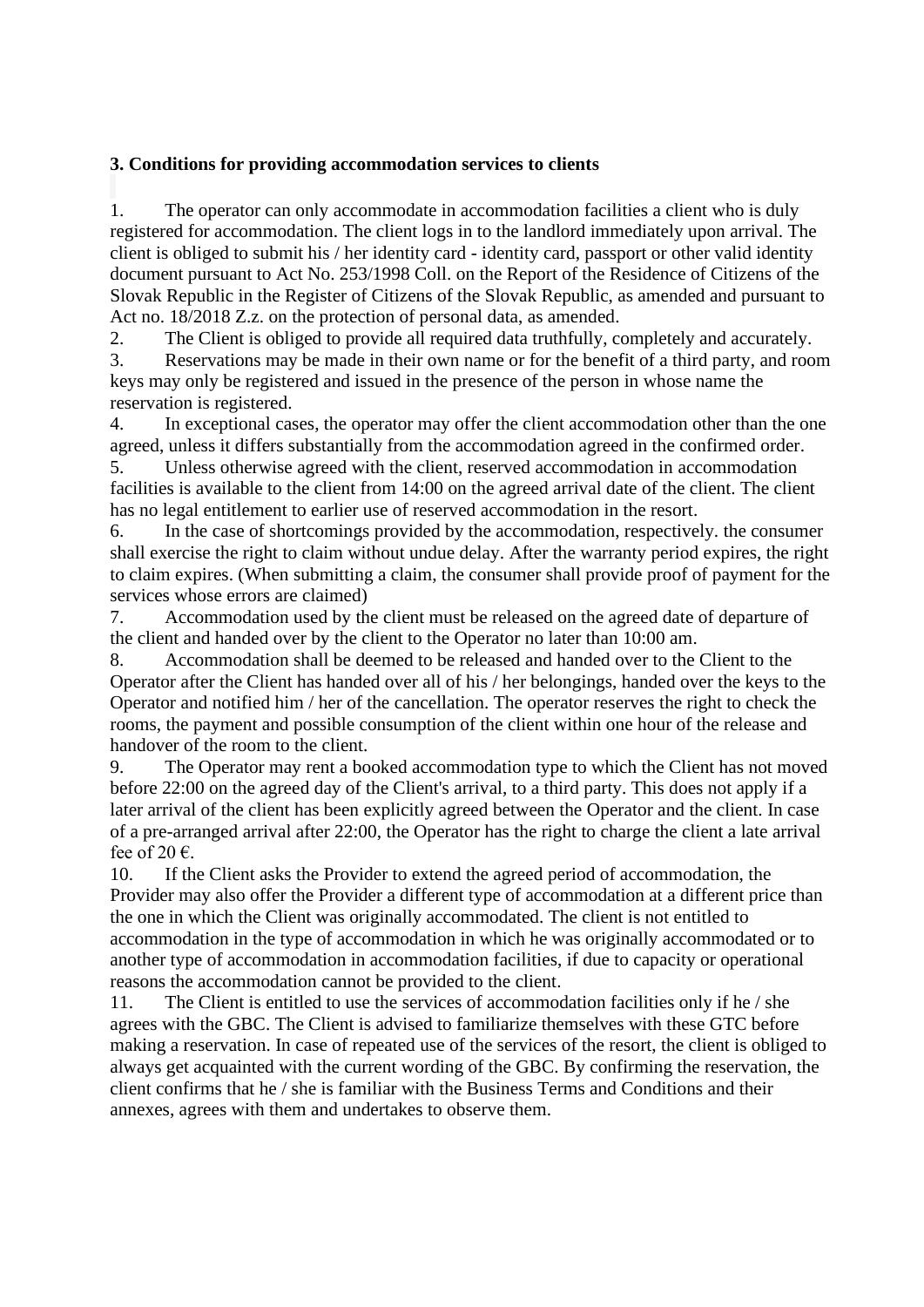### 3. Conditions for providing accommodation services to clients

1. The operator can only accommodate in accommodation facilities a client who is duly registered for accommodation. The client logs in to the landlord immediately upon arrival. The client is obliged to submit his / her identity card - identity card, passport or other valid identity document pursuant to Act No. 253/1998 Coll. on the Report of the Residence of Citizens of the Slovak Republic in the Register of Citizens of the Slovak Republic, as amended and pursuant to Act no. 18/2018 Z.z. on the protection of personal data, as amended.
2. The Client is obliged to provide all required data truthfully, completely and accurately.
3. Reservations may be made in their own name or for the benefit of a third party, and room keys may only be registered and issued in the presence of the person in whose name the reservation is registered.
4. In exceptional cases, the operator may offer the client accommodation other than the one agreed, unless it differs substantially from the accommodation agreed in the confirmed order.
5. Unless otherwise agreed with the client, reserved accommodation in accommodation facilities is available to the client from 14:00 on the agreed arrival date of the client. The client has no legal entitlement to earlier use of reserved accommodation in the resort.
6. In the case of shortcomings provided by the accommodation, respectively. the consumer shall exercise the right to claim without undue delay. After the warranty period expires, the right to claim expires. (When submitting a claim, the consumer shall provide proof of payment for the services whose errors are claimed)
7. Accommodation used by the client must be released on the agreed date of departure of the client and handed over by the client to the Operator no later than 10:00 am.
8. Accommodation shall be deemed to be released and handed over to the Client to the Operator after the Client has handed over all of his / her belongings, handed over the keys to the Operator and notified him / her of the cancellation. The operator reserves the right to check the rooms, the payment and possible consumption of the client within one hour of the release and handover of the room to the client.
9. The Operator may rent a booked accommodation type to which the Client has not moved before 22:00 on the agreed day of the Client's arrival, to a third party. This does not apply if a later arrival of the client has been explicitly agreed between the Operator and the client. In case of a pre-arranged arrival after 22:00, the Operator has the right to charge the client a late arrival fee of 20 €.
10. If the Client asks the Provider to extend the agreed period of accommodation, the Provider may also offer the Provider a different type of accommodation at a different price than the one in which the Client was originally accommodated. The client is not entitled to accommodation in the type of accommodation in which he was originally accommodated or to another type of accommodation in accommodation facilities, if due to capacity or operational reasons the accommodation cannot be provided to the client.
11. The Client is entitled to use the services of accommodation facilities only if he / she agrees with the GBC. The Client is advised to familiarize themselves with these GTC before making a reservation. In case of repeated use of the services of the resort, the client is obliged to always get acquainted with the current wording of the GBC. By confirming the reservation, the client confirms that he / she is familiar with the Business Terms and Conditions and their annexes, agrees with them and undertakes to observe them.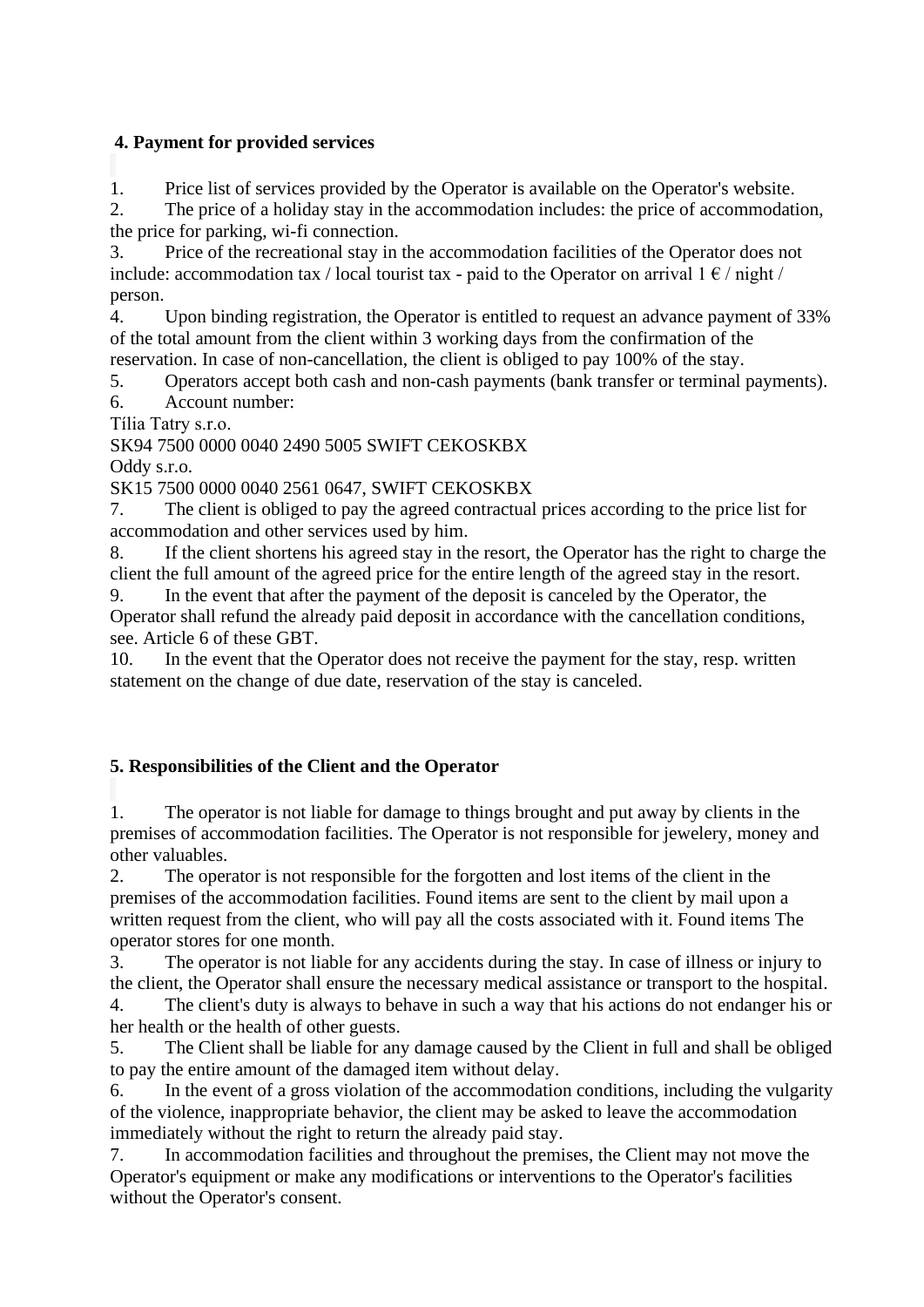## 4. Payment for provided services

1. Price list of services provided by the Operator is available on the Operator's website.
2. The price of a holiday stay in the accommodation includes: the price of accommodation, the price for parking, wi-fi connection.
3. Price of the recreational stay in the accommodation facilities of the Operator does not include: accommodation tax / local tourist tax - paid to the Operator on arrival 1 € / night / person.
4. Upon binding registration, the Operator is entitled to request an advance payment of 33% of the total amount from the client within 3 working days from the confirmation of the reservation. In case of non-cancellation, the client is obliged to pay 100% of the stay.
5. Operators accept both cash and non-cash payments (bank transfer or terminal payments).
6. Account number:

Tília Tatry s.r.o.
SK94 7500 0000 0040 2490 5005 SWIFT CEKOSKBX
Oddy s.r.o.
SK15 7500 0000 0040 2561 0647, SWIFT CEKOSKBX

7. The client is obliged to pay the agreed contractual prices according to the price list for accommodation and other services used by him.
8. If the client shortens his agreed stay in the resort, the Operator has the right to charge the client the full amount of the agreed price for the entire length of the agreed stay in the resort.
9. In the event that after the payment of the deposit is canceled by the Operator, the Operator shall refund the already paid deposit in accordance with the cancellation conditions, see. Article 6 of these GBT.
10. In the event that the Operator does not receive the payment for the stay, resp. written statement on the change of due date, reservation of the stay is canceled.

## 5. Responsibilities of the Client and the Operator

1. The operator is not liable for damage to things brought and put away by clients in the premises of accommodation facilities. The Operator is not responsible for jewelery, money and other valuables.
2. The operator is not responsible for the forgotten and lost items of the client in the premises of the accommodation facilities. Found items are sent to the client by mail upon a written request from the client, who will pay all the costs associated with it. Found items The operator stores for one month.
3. The operator is not liable for any accidents during the stay. In case of illness or injury to the client, the Operator shall ensure the necessary medical assistance or transport to the hospital.
4. The client's duty is always to behave in such a way that his actions do not endanger his or her health or the health of other guests.
5. The Client shall be liable for any damage caused by the Client in full and shall be obliged to pay the entire amount of the damaged item without delay.
6. In the event of a gross violation of the accommodation conditions, including the vulgarity of the violence, inappropriate behavior, the client may be asked to leave the accommodation immediately without the right to return the already paid stay.
7. In accommodation facilities and throughout the premises, the Client may not move the Operator's equipment or make any modifications or interventions to the Operator's facilities without the Operator's consent.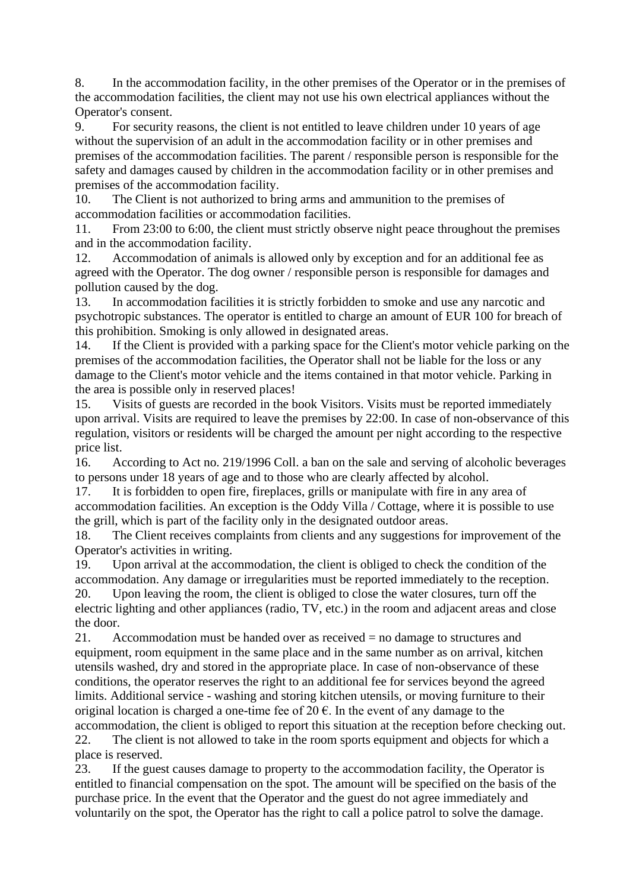8. In the accommodation facility, in the other premises of the Operator or in the premises of the accommodation facilities, the client may not use his own electrical appliances without the Operator's consent.
9. For security reasons, the client is not entitled to leave children under 10 years of age without the supervision of an adult in the accommodation facility or in other premises and premises of the accommodation facilities. The parent / responsible person is responsible for the safety and damages caused by children in the accommodation facility or in other premises and premises of the accommodation facility.
10. The Client is not authorized to bring arms and ammunition to the premises of accommodation facilities or accommodation facilities.
11. From 23:00 to 6:00, the client must strictly observe night peace throughout the premises and in the accommodation facility.
12. Accommodation of animals is allowed only by exception and for an additional fee as agreed with the Operator. The dog owner / responsible person is responsible for damages and pollution caused by the dog.
13. In accommodation facilities it is strictly forbidden to smoke and use any narcotic and psychotropic substances. The operator is entitled to charge an amount of EUR 100 for breach of this prohibition. Smoking is only allowed in designated areas.
14. If the Client is provided with a parking space for the Client's motor vehicle parking on the premises of the accommodation facilities, the Operator shall not be liable for the loss or any damage to the Client's motor vehicle and the items contained in that motor vehicle. Parking in the area is possible only in reserved places!
15. Visits of guests are recorded in the book Visitors. Visits must be reported immediately upon arrival. Visits are required to leave the premises by 22:00. In case of non-observance of this regulation, visitors or residents will be charged the amount per night according to the respective price list.
16. According to Act no. 219/1996 Coll. a ban on the sale and serving of alcoholic beverages to persons under 18 years of age and to those who are clearly affected by alcohol.
17. It is forbidden to open fire, fireplaces, grills or manipulate with fire in any area of accommodation facilities. An exception is the Oddy Villa / Cottage, where it is possible to use the grill, which is part of the facility only in the designated outdoor areas.
18. The Client receives complaints from clients and any suggestions for improvement of the Operator's activities in writing.
19. Upon arrival at the accommodation, the client is obliged to check the condition of the accommodation. Any damage or irregularities must be reported immediately to the reception.
20. Upon leaving the room, the client is obliged to close the water closures, turn off the electric lighting and other appliances (radio, TV, etc.) in the room and adjacent areas and close the door.
21. Accommodation must be handed over as received = no damage to structures and equipment, room equipment in the same place and in the same number as on arrival, kitchen utensils washed, dry and stored in the appropriate place. In case of non-observance of these conditions, the operator reserves the right to an additional fee for services beyond the agreed limits. Additional service - washing and storing kitchen utensils, or moving furniture to their original location is charged a one-time fee of 20 €. In the event of any damage to the accommodation, the client is obliged to report this situation at the reception before checking out.
22. The client is not allowed to take in the room sports equipment and objects for which a place is reserved.
23. If the guest causes damage to property to the accommodation facility, the Operator is entitled to financial compensation on the spot. The amount will be specified on the basis of the purchase price. In the event that the Operator and the guest do not agree immediately and voluntarily on the spot, the Operator has the right to call a police patrol to solve the damage.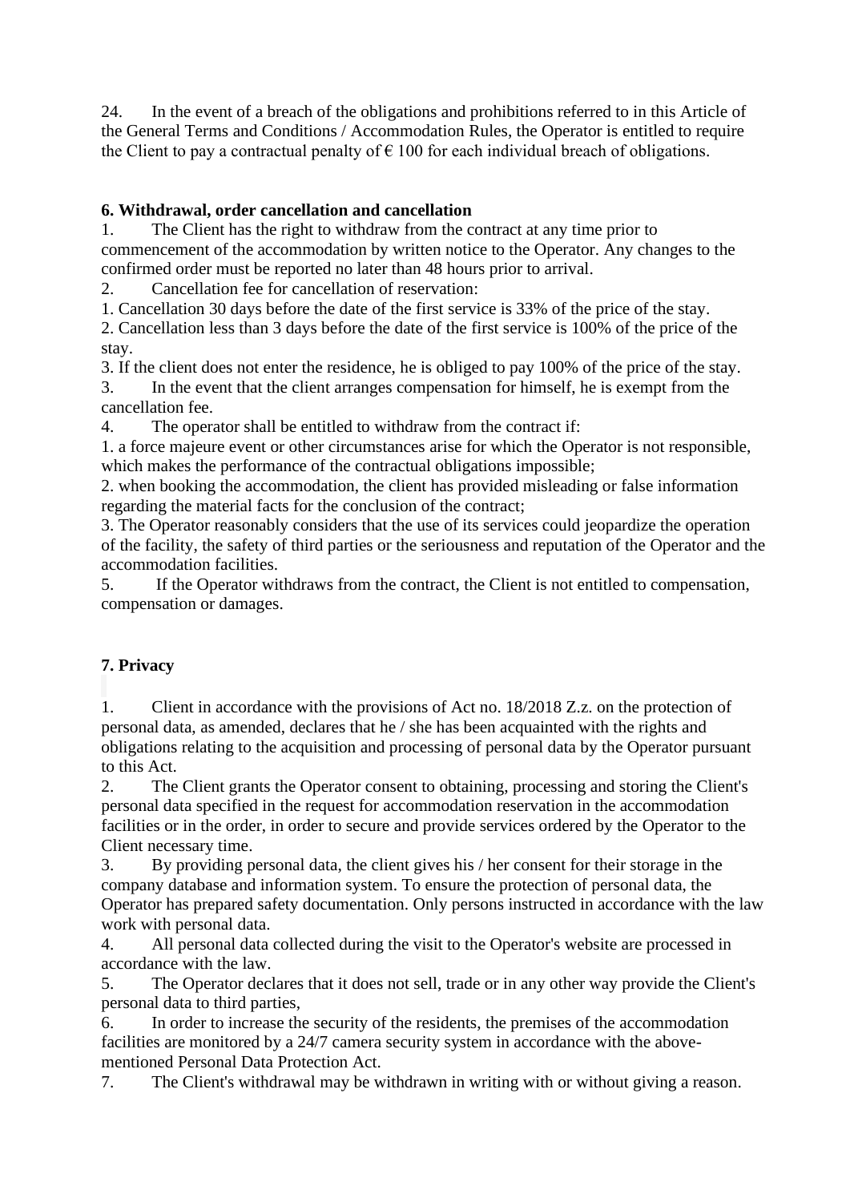24. In the event of a breach of the obligations and prohibitions referred to in this Article of the General Terms and Conditions / Accommodation Rules, the Operator is entitled to require the Client to pay a contractual penalty of € 100 for each individual breach of obligations.

**6. Withdrawal, order cancellation and cancellation**

1. The Client has the right to withdraw from the contract at any time prior to commencement of the accommodation by written notice to the Operator. Any changes to the confirmed order must be reported no later than 48 hours prior to arrival.
2. Cancellation fee for cancellation of reservation:
   1. Cancellation 30 days before the date of the first service is 33% of the price of the stay.
   2. Cancellation less than 3 days before the date of the first service is 100% of the price of the stay.
   3. If the client does not enter the residence, he is obliged to pay 100% of the price of the stay.
3. In the event that the client arranges compensation for himself, he is exempt from the cancellation fee.
4. The operator shall be entitled to withdraw from the contract if:
   1. a force majeure event or other circumstances arise for which the Operator is not responsible, which makes the performance of the contractual obligations impossible;
   2. when booking the accommodation, the client has provided misleading or false information regarding the material facts for the conclusion of the contract;
   3. The Operator reasonably considers that the use of its services could jeopardize the operation of the facility, the safety of third parties or the seriousness and reputation of the Operator and the accommodation facilities.
5. If the Operator withdraws from the contract, the Client is not entitled to compensation, compensation or damages.

**7. Privacy**

1. Client in accordance with the provisions of Act no. 18/2018 Z.z. on the protection of personal data, as amended, declares that he / she has been acquainted with the rights and obligations relating to the acquisition and processing of personal data by the Operator pursuant to this Act.
2. The Client grants the Operator consent to obtaining, processing and storing the Client's personal data specified in the request for accommodation reservation in the accommodation facilities or in the order, in order to secure and provide services ordered by the Operator to the Client necessary time.
3. By providing personal data, the client gives his / her consent for their storage in the company database and information system. To ensure the protection of personal data, the Operator has prepared safety documentation. Only persons instructed in accordance with the law work with personal data.
4. All personal data collected during the visit to the Operator's website are processed in accordance with the law.
5. The Operator declares that it does not sell, trade or in any other way provide the Client's personal data to third parties,
6. In order to increase the security of the residents, the premises of the accommodation facilities are monitored by a 24/7 camera security system in accordance with the above-mentioned Personal Data Protection Act.
7. The Client's withdrawal may be withdrawn in writing with or without giving a reason.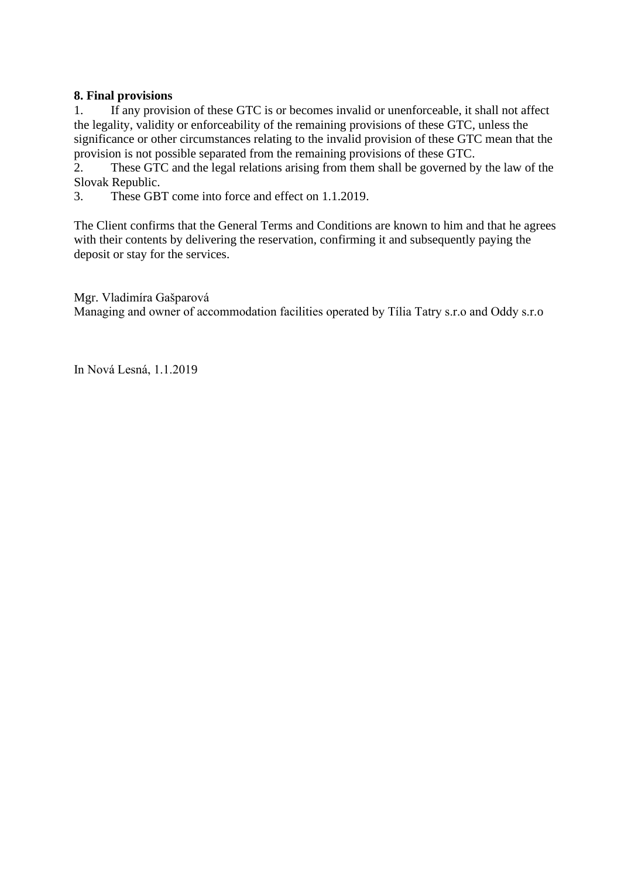**8. Final provisions**

1. If any provision of these GTC is or becomes invalid or unenforceable, it shall not affect the legality, validity or enforceability of the remaining provisions of these GTC, unless the significance or other circumstances relating to the invalid provision of these GTC mean that the provision is not possible separated from the remaining provisions of these GTC.
2. These GTC and the legal relations arising from them shall be governed by the law of the Slovak Republic.
3. These GBT come into force and effect on 1.1.2019.

The Client confirms that the General Terms and Conditions are known to him and that he agrees with their contents by delivering the reservation, confirming it and subsequently paying the deposit or stay for the services.

Mgr. Vladimíra Gašparová
Managing and owner of accommodation facilities operated by Tília Tatry s.r.o and Oddy s.r.o

In Nová Lesná, 1.1.2019